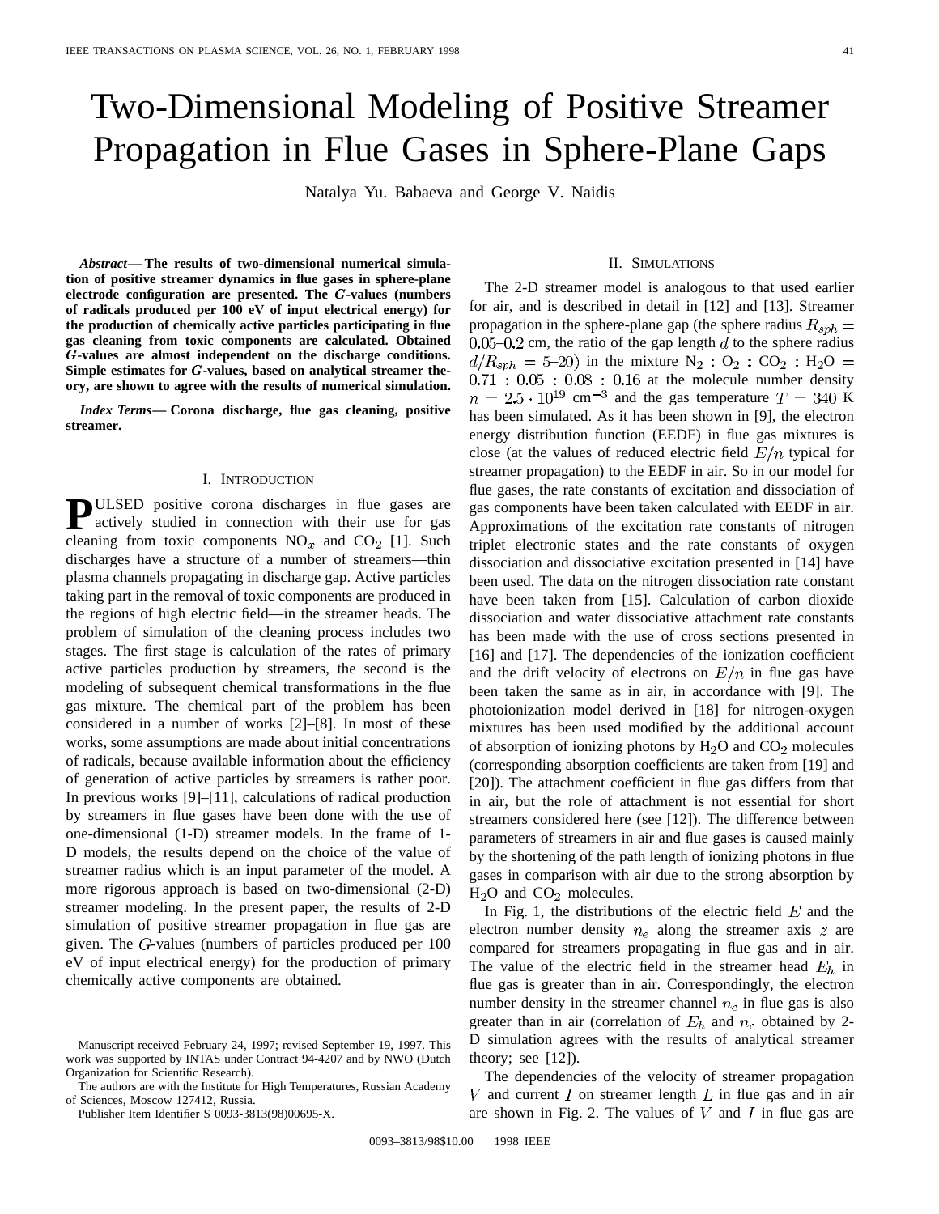# Two-Dimensional Modeling of Positive Streamer Propagation in Flue Gases in Sphere-Plane Gaps

Natalya Yu. Babaeva and George V. Naidis

***Abstract*— The results of two-dimensional numerical simulation of positive streamer dynamics in flue gases in sphere-plane electrode configuration are presented. The $G$-values (numbers of radicals produced per 100 eV of input electrical energy) for the production of chemically active particles participating in flue gas cleaning from toxic components are calculated. Obtained $G$-values are almost independent on the discharge conditions. Simple estimates for $G$-values, based on analytical streamer theory, are shown to agree with the results of numerical simulation.**

***Index Terms*— Corona discharge, flue gas cleaning, positive streamer.**

## I. Introduction

Pulsed positive corona discharges in flue gases are actively studied in connection with their use for gas cleaning from toxic components $NO_x$ and $CO_2$ [1]. Such discharges have a structure of a number of streamers—thin plasma channels propagating in discharge gap. Active particles taking part in the removal of toxic components are produced in the regions of high electric field—in the streamer heads. The problem of simulation of the cleaning process includes two stages. The first stage is calculation of the rates of primary active particles production by streamers, the second is the modeling of subsequent chemical transformations in the flue gas mixture. The chemical part of the problem has been considered in a number of works [2]–[8]. In most of these works, some assumptions are made about initial concentrations of radicals, because available information about the efficiency of generation of active particles by streamers is rather poor. In previous works [9]–[11], calculations of radical production by streamers in flue gases have been done with the use of one-dimensional (1-D) streamer models. In the frame of 1-D models, the results depend on the choice of the value of streamer radius which is an input parameter of the model. A more rigorous approach is based on two-dimensional (2-D) streamer modeling. In the present paper, the results of 2-D simulation of positive streamer propagation in flue gas are given. The $G$-values (numbers of particles produced per 100 eV of input electrical energy) for the production of primary chemically active components are obtained.

Manuscript received February 24, 1997; revised September 19, 1997. This work was supported by INTAS under Contract 94-4207 and by NWO (Dutch Organization for Scientific Research).

The authors are with the Institute for High Temperatures, Russian Academy of Sciences, Moscow 127412, Russia.

Publisher Item Identifier S 0093-3813(98)00695-X.

## II. Simulations

The 2-D streamer model is analogous to that used earlier for air, and is described in detail in [12] and [13]. Streamer propagation in the sphere-plane gap (the sphere radius $R_{sph} = 0.05$–$0.2$ cm, the ratio of the gap length $d$ to the sphere radius $d/R_{sph} = 5$–$20$) in the mixture $N_2 : O_2 : CO_2 : H_2O = 0.71 : 0.05 : 0.08 : 0.16$ at the molecule number density $n = 2.5 \cdot 10^{19}$ cm$^{-3}$ and the gas temperature $T = 340$ K has been simulated. As it has been shown in [9], the electron energy distribution function (EEDF) in flue gas mixtures is close (at the values of reduced electric field $E/n$ typical for streamer propagation) to the EEDF in air. So in our model for flue gases, the rate constants of excitation and dissociation of gas components have been taken calculated with EEDF in air. Approximations of the excitation rate constants of nitrogen triplet electronic states and the rate constants of oxygen dissociation and dissociative excitation presented in [14] have been used. The data on the nitrogen dissociation rate constant have been taken from [15]. Calculation of carbon dioxide dissociation and water dissociative attachment rate constants has been made with the use of cross sections presented in [16] and [17]. The dependencies of the ionization coefficient and the drift velocity of electrons on $E/n$ in flue gas have been taken the same as in air, in accordance with [9]. The photoionization model derived in [18] for nitrogen-oxygen mixtures has been used modified by the additional account of absorption of ionizing photons by $H_2O$ and $CO_2$ molecules (corresponding absorption coefficients are taken from [19] and [20]). The attachment coefficient in flue gas differs from that in air, but the role of attachment is not essential for short streamers considered here (see [12]). The difference between parameters of streamers in air and flue gases is caused mainly by the shortening of the path length of ionizing photons in flue gases in comparison with air due to the strong absorption by $H_2O$ and $CO_2$ molecules.

In Fig. 1, the distributions of the electric field $E$ and the electron number density $n_e$ along the streamer axis $z$ are compared for streamers propagating in flue gas and in air. The value of the electric field in the streamer head $E_h$ in flue gas is greater than in air. Correspondingly, the electron number density in the streamer channel $n_c$ in flue gas is also greater than in air (correlation of $E_h$ and $n_c$ obtained by 2-D simulation agrees with the results of analytical streamer theory; see [12]).

The dependencies of the velocity of streamer propagation $V$ and current $I$ on streamer length $L$ in flue gas and in air are shown in Fig. 2. The values of $V$ and $I$ in flue gas are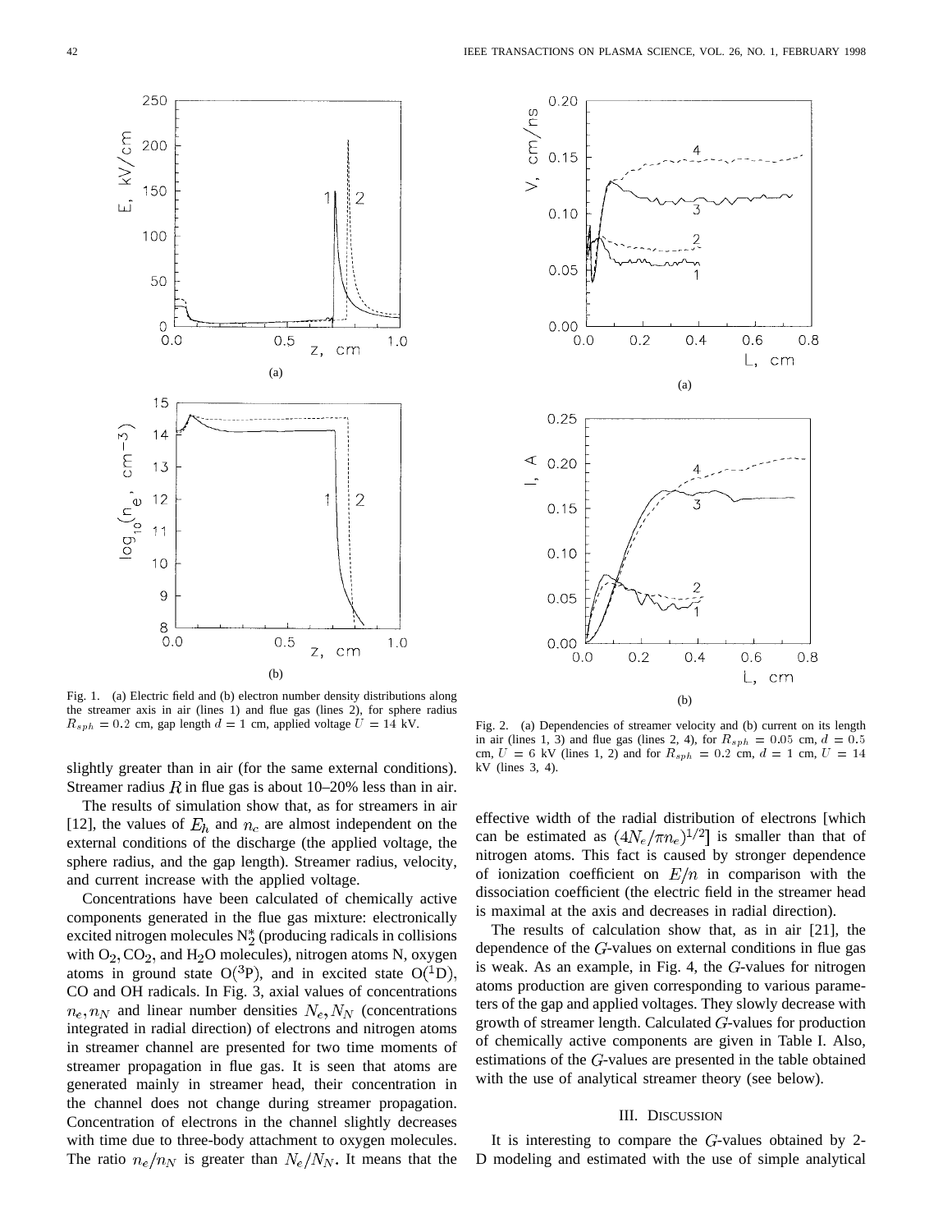Fig. 1. (a) Electric field and (b) electron number density distributions along the streamer axis in air (lines 1) and flue gas (lines 2), for sphere radius $R_{sph} = 0.2$ cm, gap length $d = 1$ cm, applied voltage $U = 14$ kV.

Fig. 2. (a) Dependencies of streamer velocity and (b) current on its length in air (lines 1, 3) and flue gas (lines 2, 4), for $R_{sph} = 0.05$ cm, $d = 0.5$ cm, $U = 6$ kV (lines 1, 2) and for $R_{sph} = 0.2$ cm, $d = 1$ cm, $U = 14$ kV (lines 3, 4).

slightly greater than in air (for the same external conditions). Streamer radius $R$ in flue gas is about 10–20% less than in air.

The results of simulation show that, as for streamers in air [12], the values of $E_h$ and $n_c$ are almost independent on the external conditions of the discharge (the applied voltage, the sphere radius, and the gap length). Streamer radius, velocity, and current increase with the applied voltage.

Concentrations have been calculated of chemically active components generated in the flue gas mixture: electronically excited nitrogen molecules $N_2^*$ (producing radicals in collisions with $O_2$, $CO_2$, and $H_2O$ molecules), nitrogen atoms N, oxygen atoms in ground state $O(^3P)$, and in excited state $O(^1D)$, CO and OH radicals. In Fig. 3, axial values of concentrations $n_e, n_N$ and linear number densities $N_e, N_N$ (concentrations integrated in radial direction) of electrons and nitrogen atoms in streamer channel are presented for two time moments of streamer propagation in flue gas. It is seen that atoms are generated mainly in streamer head, their concentration in the channel does not change during streamer propagation. Concentration of electrons in the channel slightly decreases with time due to three-body attachment to oxygen molecules. The ratio $n_e/n_N$ is greater than $N_e/N_N$. It means that the effective width of the radial distribution of electrons [which can be estimated as $(4N_e/\pi n_e)^{1/2}$] is smaller than that of nitrogen atoms. This fact is caused by stronger dependence of ionization coefficient on $E/n$ in comparison with the dissociation coefficient (the electric field in the streamer head is maximal at the axis and decreases in radial direction).

The results of calculation show that, as in air [21], the dependence of the $G$-values on external conditions in flue gas is weak. As an example, in Fig. 4, the $G$-values for nitrogen atoms production are given corresponding to various parameters of the gap and applied voltages. They slowly decrease with growth of streamer length. Calculated $G$-values for production of chemically active components are given in Table I. Also, estimations of the $G$-values are presented in the table obtained with the use of analytical streamer theory (see below).

## III. Discussion

It is interesting to compare the $G$-values obtained by 2-D modeling and estimated with the use of simple analytical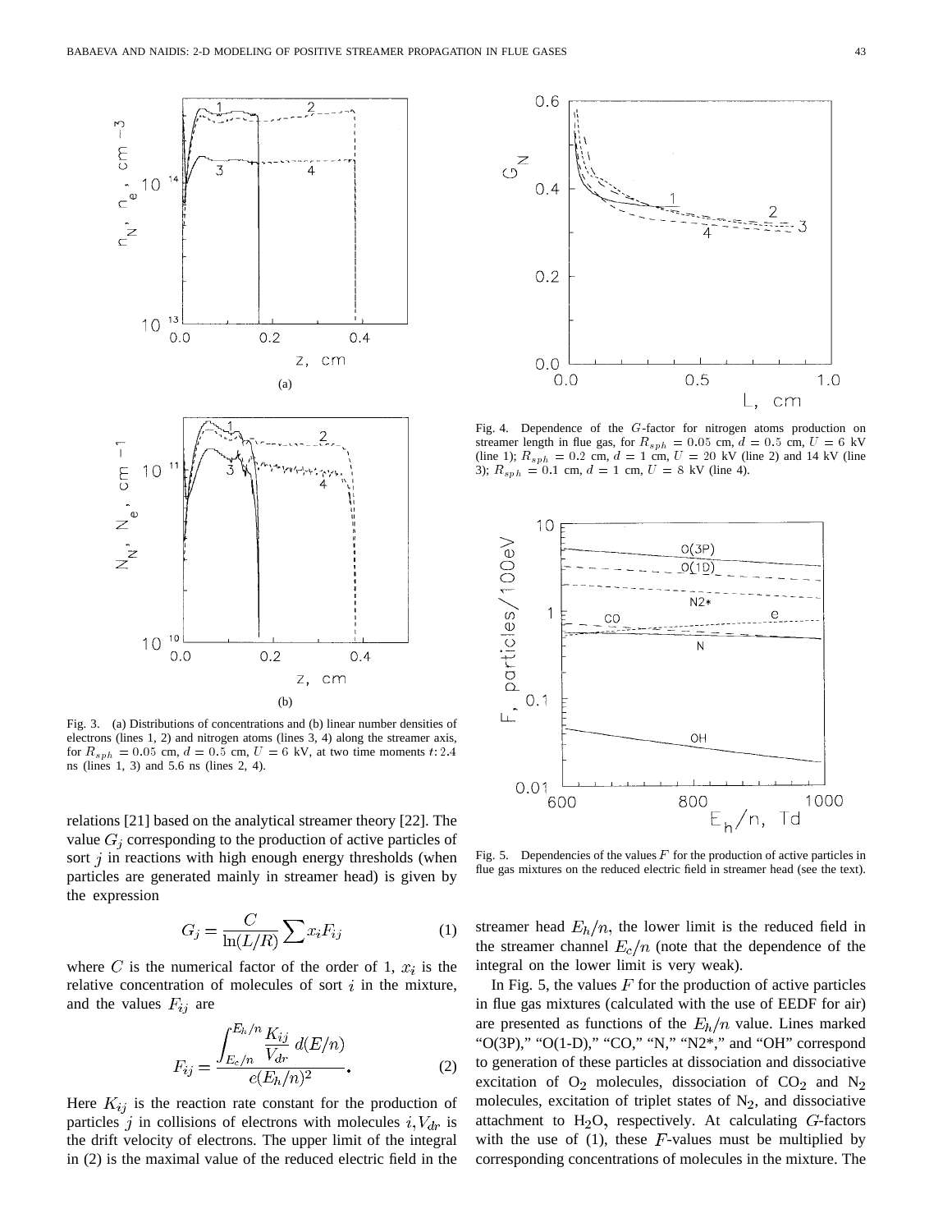Fig. 3. (a) Distributions of concentrations and (b) linear number densities of electrons (lines 1, 2) and nitrogen atoms (lines 3, 4) along the streamer axis, for $R_{sph} = 0.05$ cm, $d = 0.5$ cm, $U = 6$ kV, at two time moments $t$: 2.4 ns (lines 1, 3) and 5.6 ns (lines 2, 4).

Fig. 4. Dependence of the $G$-factor for nitrogen atoms production on streamer length in flue gas, for $R_{sph} = 0.05$ cm, $d = 0.5$ cm, $U = 6$ kV (line 1); $R_{sph} = 0.2$ cm, $d = 1$ cm, $U = 20$ kV (line 2) and 14 kV (line 3); $R_{sph} = 0.1$ cm, $d = 1$ cm, $U = 8$ kV (line 4).

Fig. 5. Dependencies of the values $F$ for the production of active particles in flue gas mixtures on the reduced electric field in streamer head (see the text).

relations [21] based on the analytical streamer theory [22]. The value $G_j$ corresponding to the production of active particles of sort $j$ in reactions with high enough energy thresholds (when particles are generated mainly in streamer head) is given by the expression

$$G_j = \frac{C}{\ln(L/R)} \sum x_i F_{ij} \tag{1}$$

where $C$ is the numerical factor of the order of 1, $x_i$ is the relative concentration of molecules of sort $i$ in the mixture, and the values $F_{ij}$ are

$$F_{ij} = \frac{\displaystyle\int_{E_c/n}^{E_h/n} \frac{K_{ij}}{V_{dr}}\, d(E/n)}{e(E_h/n)^2}. \tag{2}$$

Here $K_{ij}$ is the reaction rate constant for the production of particles $j$ in collisions of electrons with molecules $i, V_{dr}$ is the drift velocity of electrons. The upper limit of the integral in (2) is the maximal value of the reduced electric field in the streamer head $E_h/n$, the lower limit is the reduced field in the streamer channel $E_c/n$ (note that the dependence of the integral on the lower limit is very weak).

In Fig. 5, the values $F$ for the production of active particles in flue gas mixtures (calculated with the use of EEDF for air) are presented as functions of the $E_h/n$ value. Lines marked "O(3P)," "O(1-D)," "CO," "N," "N2*," and "OH" correspond to generation of these particles at dissociation and dissociative excitation of $O_2$ molecules, dissociation of $CO_2$ and $N_2$ molecules, excitation of triplet states of $N_2$, and dissociative attachment to $H_2O$, respectively. At calculating $G$-factors with the use of (1), these $F$-values must be multiplied by corresponding concentrations of molecules in the mixture. The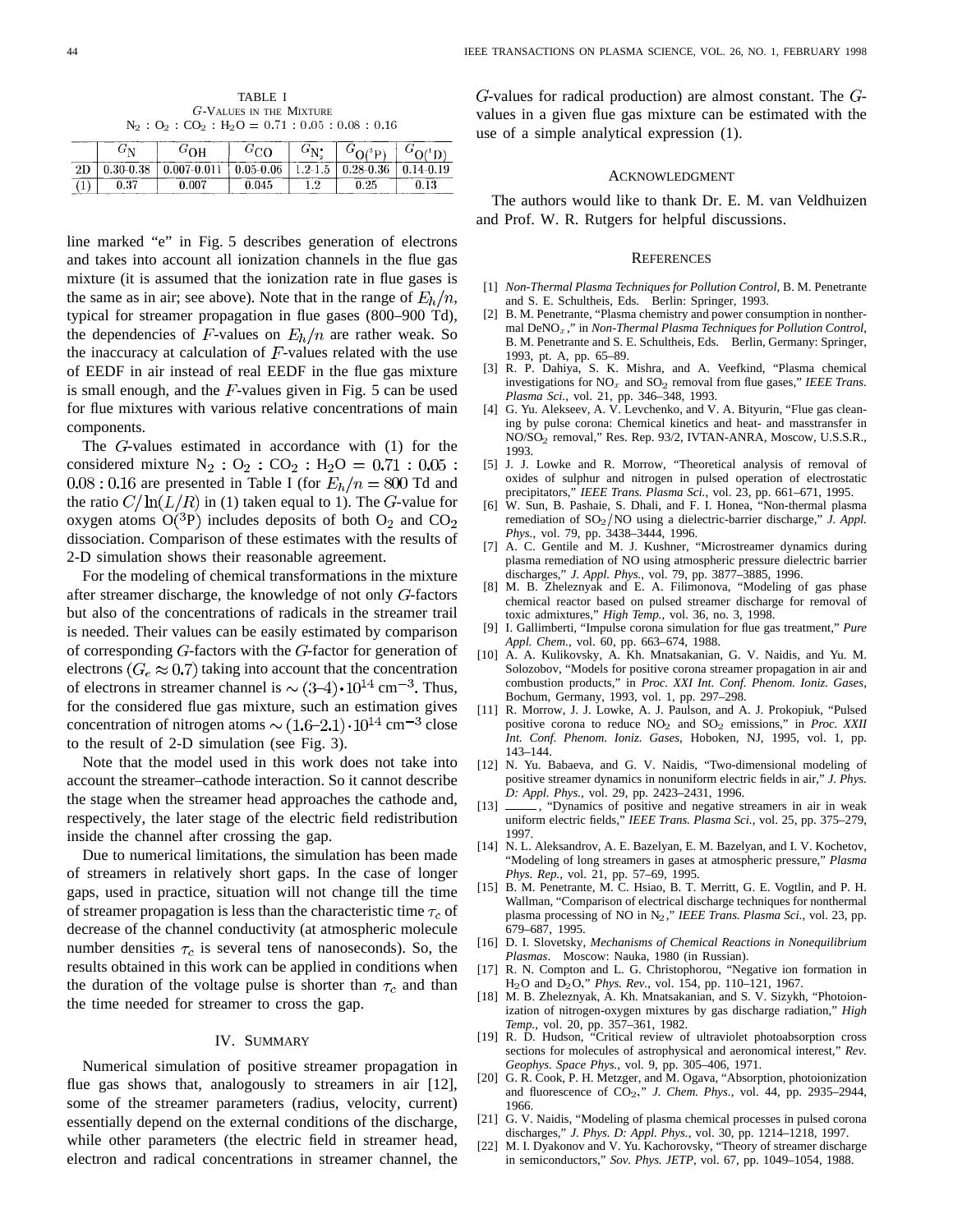TABLE I
$G$-VALUES IN THE MIXTURE
$N_2 : O_2 : CO_2 : H_2O = 0.71 : 0.05 : 0.08 : 0.16$

| | $G_N$ | $G_{OH}$ | $G_{CO}$ | $G_{N_2^*}$ | $G_{O(^3P)}$ | $G_{O(^1D)}$ |
|---|---|---|---|---|---|---|
| 2D | 0.30-0.38 | 0.007-0.011 | 0.05-0.06 | 1.2-1.5 | 0.28-0.36 | 0.14-0.19 |
| (1) | 0.37 | 0.007 | 0.045 | 1.2 | 0.25 | 0.13 |

line marked "e" in Fig. 5 describes generation of electrons and takes into account all ionization channels in the flue gas mixture (it is assumed that the ionization rate in flue gases is the same as in air; see above). Note that in the range of $E_h/n$, typical for streamer propagation in flue gases (800–900 Td), the dependencies of $F$-values on $E_h/n$ are rather weak. So the inaccuracy at calculation of $F$-values related with the use of EEDF in air instead of real EEDF in the flue gas mixture is small enough, and the $F$-values given in Fig. 5 can be used for flue mixtures with various relative concentrations of main components.

The $G$-values estimated in accordance with (1) for the considered mixture $N_2 : O_2 : CO_2 : H_2O = 0.71 : 0.05 : 0.08 : 0.16$ are presented in Table I (for $E_h/n = 800$ Td and the ratio $C/\ln(L/R)$ in (1) taken equal to 1). The $G$-value for oxygen atoms $O(^3P)$ includes deposits of both $O_2$ and $CO_2$ dissociation. Comparison of these estimates with the results of 2-D simulation shows their reasonable agreement.

For the modeling of chemical transformations in the mixture after streamer discharge, the knowledge of not only $G$-factors but also of the concentrations of radicals in the streamer trail is needed. Their values can be easily estimated by comparison of corresponding $G$-factors with the $G$-factor for generation of electrons ($G_e \approx 0.7$) taking into account that the concentration of electrons in streamer channel is $\sim (3–4) \cdot 10^{14}$ cm$^{-3}$. Thus, for the considered flue gas mixture, such an estimation gives concentration of nitrogen atoms $\sim (1.6–2.1) \cdot 10^{14}$ cm$^{-3}$ close to the result of 2-D simulation (see Fig. 3).

Note that the model used in this work does not take into account the streamer–cathode interaction. So it cannot describe the stage when the streamer head approaches the cathode and, respectively, the later stage of the electric field redistribution inside the channel after crossing the gap.

Due to numerical limitations, the simulation has been made of streamers in relatively short gaps. In the case of longer gaps, used in practice, situation will not change till the time of streamer propagation is less than the characteristic time $\tau_c$ of decrease of the channel conductivity (at atmospheric molecule number densities $\tau_c$ is several tens of nanoseconds). So, the results obtained in this work can be applied in conditions when the duration of the voltage pulse is shorter than $\tau_c$ and than the time needed for streamer to cross the gap.

## IV. SUMMARY

Numerical simulation of positive streamer propagation in flue gas shows that, analogously to streamers in air [12], some of the streamer parameters (radius, velocity, current) essentially depend on the external conditions of the discharge, while other parameters (the electric field in streamer head, electron and radical concentrations in streamer channel, the $G$-values for radical production) are almost constant. The $G$-values in a given flue gas mixture can be estimated with the use of a simple analytical expression (1).

## ACKNOWLEDGMENT

The authors would like to thank Dr. E. M. van Veldhuizen and Prof. W. R. Rutgers for helpful discussions.

## REFERENCES

[1] *Non-Thermal Plasma Techniques for Pollution Control*, B. M. Penetrante and S. E. Schultheis, Eds. Berlin: Springer, 1993.

[2] B. M. Penetrante, "Plasma chemistry and power consumption in nonthermal DeNO$_x$," in *Non-Thermal Plasma Techniques for Pollution Control*, B. M. Penetrante and S. E. Schultheis, Eds. Berlin, Germany: Springer, 1993, pt. A, pp. 65–89.

[3] R. P. Dahiya, S. K. Mishra, and A. Veefkind, "Plasma chemical investigations for NO$_x$ and SO$_2$ removal from flue gases," *IEEE Trans. Plasma Sci.*, vol. 21, pp. 346–348, 1993.

[4] G. Yu. Alekseev, A. V. Levchenko, and V. A. Bityurin, "Flue gas cleaning by pulse corona: Chemical kinetics and heat- and masstransfer in NO/SO$_2$ removal," Res. Rep. 93/2, IVTAN-ANRA, Moscow, U.S.S.R., 1993.

[5] J. J. Lowke and R. Morrow, "Theoretical analysis of removal of oxides of sulphur and nitrogen in pulsed operation of electrostatic precipitators," *IEEE Trans. Plasma Sci.*, vol. 23, pp. 661–671, 1995.

[6] W. Sun, B. Pashaie, S. Dhali, and F. I. Honea, "Non-thermal plasma remediation of SO$_2$/NO using a dielectric-barrier discharge," *J. Appl. Phys.*, vol. 79, pp. 3438–3444, 1996.

[7] A. C. Gentile and M. J. Kushner, "Microstreamer dynamics during plasma remediation of NO using atmospheric pressure dielectric barrier discharges," *J. Appl. Phys.*, vol. 79, pp. 3877–3885, 1996.

[8] M. B. Zheleznyak and E. A. Filimonova, "Modeling of gas phase chemical reactor based on pulsed streamer discharge for removal of toxic admixtures," *High Temp.*, vol. 36, no. 3, 1998.

[9] I. Gallimberti, "Impulse corona simulation for flue gas treatment," *Pure Appl. Chem.*, vol. 60, pp. 663–674, 1988.

[10] A. A. Kulikovsky, A. Kh. Mnatsakanian, G. V. Naidis, and Yu. M. Solozobov, "Models for positive corona streamer propagation in air and combustion products," in *Proc. XXI Int. Conf. Phenom. Ioniz. Gases*, Bochum, Germany, 1993, vol. 1, pp. 297–298.

[11] R. Morrow, J. J. Lowke, A. J. Paulson, and A. J. Prokopiuk, "Pulsed positive corona to reduce NO$_2$ and SO$_2$ emissions," in *Proc. XXII Int. Conf. Phenom. Ioniz. Gases*, Hoboken, NJ, 1995, vol. 1, pp. 143–144.

[12] N. Yu. Babaeva, and G. V. Naidis, "Two-dimensional modeling of positive streamer dynamics in nonuniform electric fields in air," *J. Phys. D: Appl. Phys.*, vol. 29, pp. 2423–2431, 1996.

[13] ——, "Dynamics of positive and negative streamers in air in weak uniform electric fields," *IEEE Trans. Plasma Sci.*, vol. 25, pp. 375–279, 1997.

[14] N. L. Aleksandrov, A. E. Bazelyan, E. M. Bazelyan, and I. V. Kochetov, "Modeling of long streamers in gases at atmospheric pressure," *Plasma Phys. Rep.*, vol. 21, pp. 57–69, 1995.

[15] B. M. Penetrante, M. C. Hsiao, B. T. Merritt, G. E. Vogtlin, and P. H. Wallman, "Comparison of electrical discharge techniques for nonthermal plasma processing of NO in N$_2$," *IEEE Trans. Plasma Sci.*, vol. 23, pp. 679–687, 1995.

[16] D. I. Slovetsky, *Mechanisms of Chemical Reactions in Nonequilibrium Plasmas*. Moscow: Nauka, 1980 (in Russian).

[17] R. N. Compton and L. G. Christophorou, "Negative ion formation in H$_2$O and D$_2$O," *Phys. Rev.*, vol. 154, pp. 110–121, 1967.

[18] M. B. Zheleznyak, A. Kh. Mnatsakanian, and S. V. Sizykh, "Photoionization of nitrogen-oxygen mixtures by gas discharge radiation," *High Temp.*, vol. 20, pp. 357–361, 1982.

[19] R. D. Hudson, "Critical review of ultraviolet photoabsorption cross sections for molecules of astrophysical and aeronomical interest," *Rev. Geophys. Space Phys.*, vol. 9, pp. 305–406, 1971.

[20] G. R. Cook, P. H. Metzger, and M. Ogava, "Absorption, photoionization and fluorescence of CO$_2$," *J. Chem. Phys.*, vol. 44, pp. 2935–2944, 1966.

[21] G. V. Naidis, "Modeling of plasma chemical processes in pulsed corona discharges," *J. Phys. D: Appl. Phys.*, vol. 30, pp. 1214–1218, 1997.

[22] M. I. Dyakonov and V. Yu. Kachorovsky, "Theory of streamer discharge in semiconductors," *Sov. Phys. JETP*, vol. 67, pp. 1049–1054, 1988.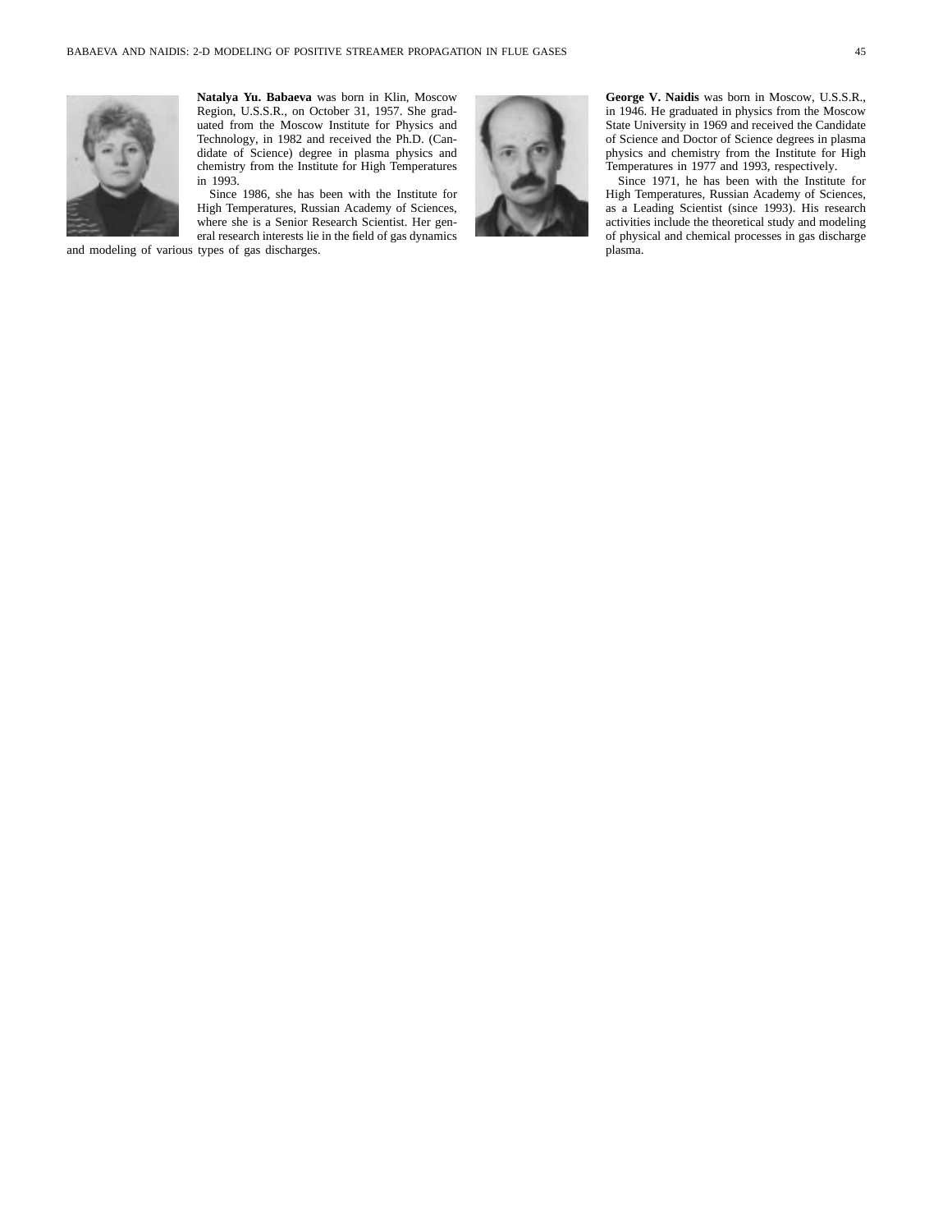**Natalya Yu. Babaeva** was born in Klin, Moscow Region, U.S.S.R., on October 31, 1957. She graduated from the Moscow Institute for Physics and Technology, in 1982 and received the Ph.D. (Candidate of Science) degree in plasma physics and chemistry from the Institute for High Temperatures in 1993.

Since 1986, she has been with the Institute for High Temperatures, Russian Academy of Sciences, where she is a Senior Research Scientist. Her general research interests lie in the field of gas dynamics and modeling of various types of gas discharges.

**George V. Naidis** was born in Moscow, U.S.S.R., in 1946. He graduated in physics from the Moscow State University in 1969 and received the Candidate of Science and Doctor of Science degrees in plasma physics and chemistry from the Institute for High Temperatures in 1977 and 1993, respectively.

Since 1971, he has been with the Institute for High Temperatures, Russian Academy of Sciences, as a Leading Scientist (since 1993). His research activities include the theoretical study and modeling of physical and chemical processes in gas discharge plasma.